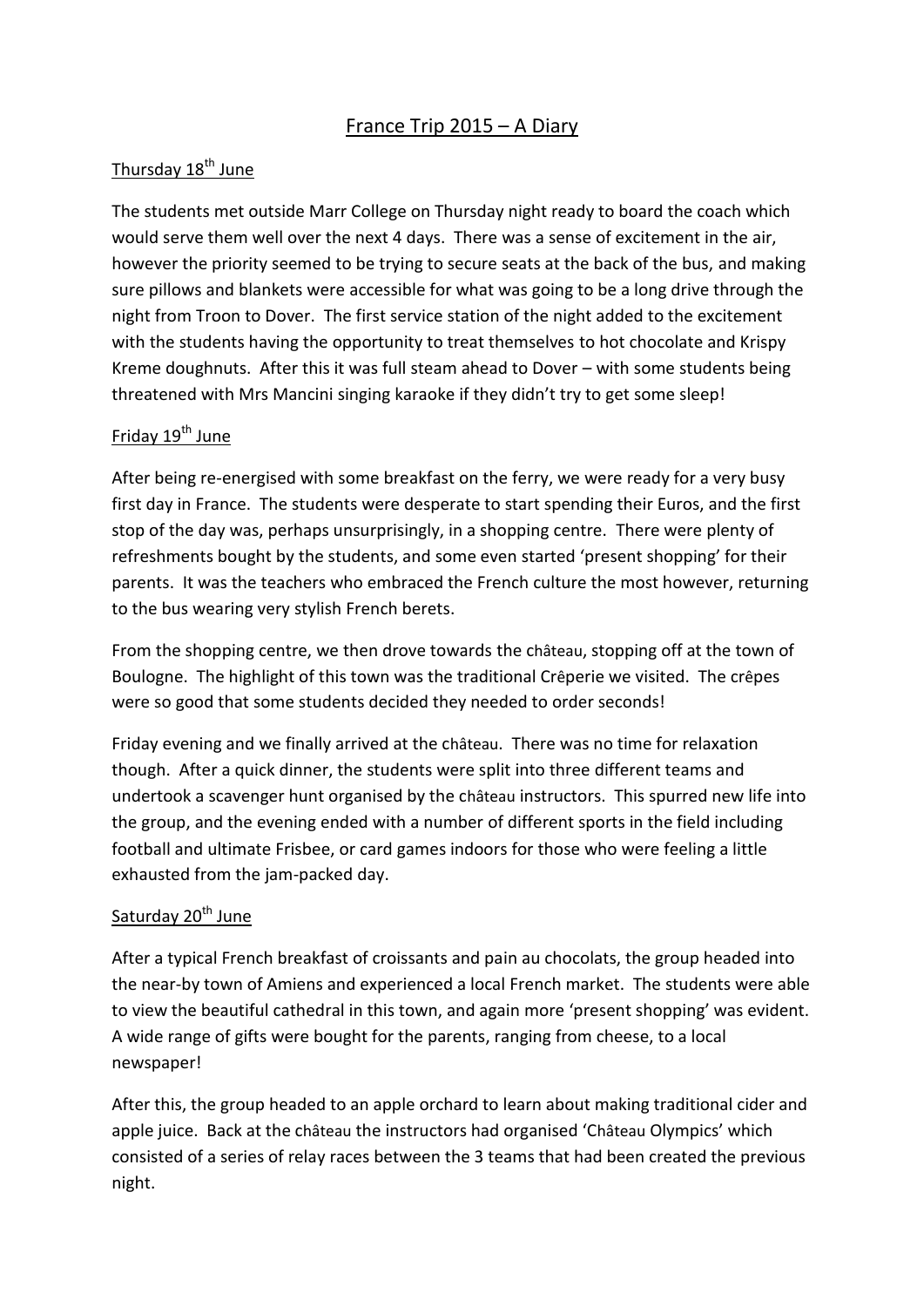# France Trip 2015 – A Diary

## Thursday 18th June

The students met outside Marr College on Thursday night ready to board the coach which would serve them well over the next 4 days. There was a sense of excitement in the air, however the priority seemed to be trying to secure seats at the back of the bus, and making sure pillows and blankets were accessible for what was going to be a long drive through the night from Troon to Dover. The first service station of the night added to the excitement with the students having the opportunity to treat themselves to hot chocolate and Krispy Kreme doughnuts. After this it was full steam ahead to Dover – with some students being threatened with Mrs Mancini singing karaoke if they didn't try to get some sleep!

## Friday 19th June

After being re-energised with some breakfast on the ferry, we were ready for a very busy first day in France. The students were desperate to start spending their Euros, and the first stop of the day was, perhaps unsurprisingly, in a shopping centre. There were plenty of refreshments bought by the students, and some even started 'present shopping' for their parents. It was the teachers who embraced the French culture the most however, returning to the bus wearing very stylish French berets.

From the shopping centre, we then drove towards the château, stopping off at the town of Boulogne. The highlight of this town was the traditional Crêperie we visited. The crêpes were so good that some students decided they needed to order seconds!

Friday evening and we finally arrived at the château. There was no time for relaxation though. After a quick dinner, the students were split into three different teams and undertook a scavenger hunt organised by the château instructors. This spurred new life into the group, and the evening ended with a number of different sports in the field including football and ultimate Frisbee, or card games indoors for those who were feeling a little exhausted from the jam-packed day.

## Saturday 20th June

After a typical French breakfast of croissants and pain au chocolats, the group headed into the near-by town of Amiens and experienced a local French market. The students were able to view the beautiful cathedral in this town, and again more 'present shopping' was evident. A wide range of gifts were bought for the parents, ranging from cheese, to a local newspaper!

After this, the group headed to an apple orchard to learn about making traditional cider and apple juice. Back at the château the instructors had organised 'Château Olympics' which consisted of a series of relay races between the 3 teams that had been created the previous night.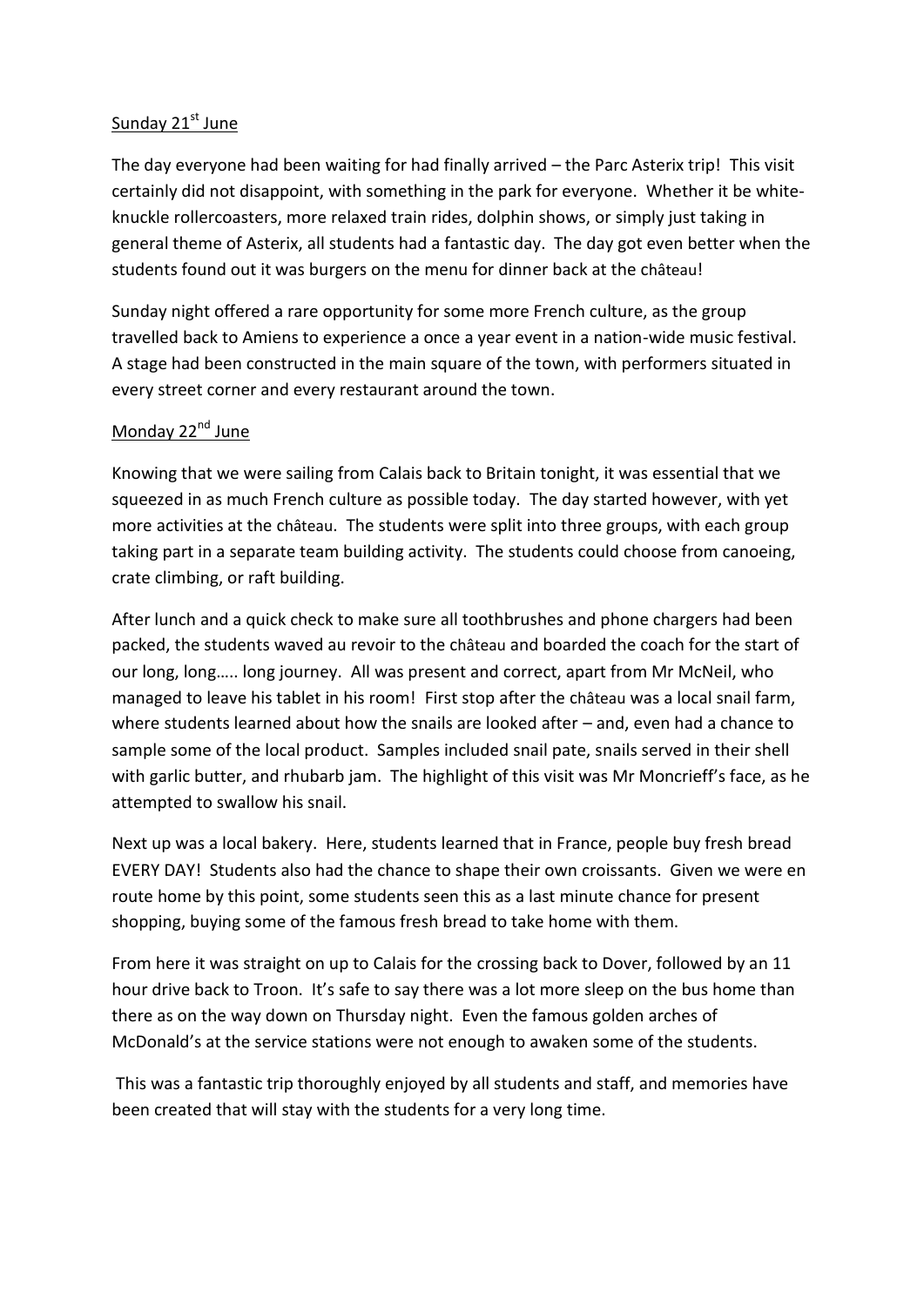Sunday 21st June

The day everyone had been waiting for had finally arrived – the Parc Asterix trip! This visit certainly did not disappoint, with something in the park for everyone. Whether it be white-knuckle rollercoasters, more relaxed train rides, dolphin shows, or simply just taking in general theme of Asterix, all students had a fantastic day. The day got even better when the students found out it was burgers on the menu for dinner back at the château!

Sunday night offered a rare opportunity for some more French culture, as the group travelled back to Amiens to experience a once a year event in a nation-wide music festival. A stage had been constructed in the main square of the town, with performers situated in every street corner and every restaurant around the town.

Monday 22nd June

Knowing that we were sailing from Calais back to Britain tonight, it was essential that we squeezed in as much French culture as possible today. The day started however, with yet more activities at the château. The students were split into three groups, with each group taking part in a separate team building activity. The students could choose from canoeing, crate climbing, or raft building.

After lunch and a quick check to make sure all toothbrushes and phone chargers had been packed, the students waved au revoir to the château and boarded the coach for the start of our long, long….. long journey. All was present and correct, apart from Mr McNeil, who managed to leave his tablet in his room! First stop after the château was a local snail farm, where students learned about how the snails are looked after – and, even had a chance to sample some of the local product. Samples included snail pate, snails served in their shell with garlic butter, and rhubarb jam. The highlight of this visit was Mr Moncrieff's face, as he attempted to swallow his snail.

Next up was a local bakery. Here, students learned that in France, people buy fresh bread EVERY DAY! Students also had the chance to shape their own croissants. Given we were en route home by this point, some students seen this as a last minute chance for present shopping, buying some of the famous fresh bread to take home with them.

From here it was straight on up to Calais for the crossing back to Dover, followed by an 11 hour drive back to Troon. It's safe to say there was a lot more sleep on the bus home than there as on the way down on Thursday night. Even the famous golden arches of McDonald's at the service stations were not enough to awaken some of the students.

This was a fantastic trip thoroughly enjoyed by all students and staff, and memories have been created that will stay with the students for a very long time.